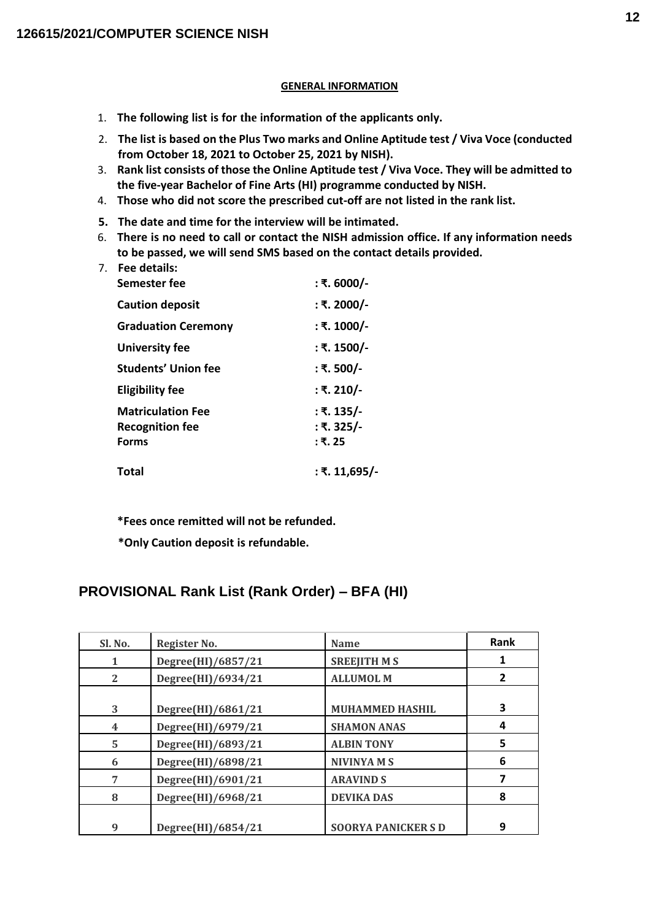**126615/2021/COMPUTER SCIENCE NISH**

**GENERAL INFORMATION**

1. **The following list is for the information of the applicants only.**
2. **The list is based on the Plus Two marks and Online Aptitude test / Viva Voce (conducted from October 18, 2021 to October 25, 2021 by NISH).**
3. **Rank list consists of those the Online Aptitude test / Viva Voce. They will be admitted to the five-year Bachelor of Fine Arts (HI) programme conducted by NISH.**
4. **Those who did not score the prescribed cut-off are not listed in the rank list.**
5. **The date and time for the interview will be intimated.**
6. **There is no need to call or contact the NISH admission office. If any information needs to be passed, we will send SMS based on the contact details provided.**
7. **Fee details:**

| | |
|---|---|
| **Semester fee** | **: ₹. 6000/-** |
| **Caution deposit** | **: ₹. 2000/-** |
| **Graduation Ceremony** | **: ₹. 1000/-** |
| **University fee** | **: ₹. 1500/-** |
| **Students' Union fee** | **: ₹. 500/-** |
| **Eligibility fee** | **: ₹. 210/-** |
| **Matriculation Fee** | **: ₹. 135/-** |
| **Recognition fee** | **: ₹. 325/-** |
| **Forms** | **: ₹. 25** |
| **Total** | **: ₹. 11,695/-** |

**\*Fees once remitted will not be refunded.**

**\*Only Caution deposit is refundable.**

## PROVISIONAL Rank List (Rank Order) – BFA (HI)

| Sl. No. | Register No. | Name | Rank |
|---|---|---|---|
| 1 | Degree(HI)/6857/21 | SREEJITH M S | 1 |
| 2 | Degree(HI)/6934/21 | ALLUMOL M | 2 |
| 3 | Degree(HI)/6861/21 | MUHAMMED HASHIL | 3 |
| 4 | Degree(HI)/6979/21 | SHAMON ANAS | 4 |
| 5 | Degree(HI)/6893/21 | ALBIN TONY | 5 |
| 6 | Degree(HI)/6898/21 | NIVINYA M S | 6 |
| 7 | Degree(HI)/6901/21 | ARAVIND S | 7 |
| 8 | Degree(HI)/6968/21 | DEVIKA DAS | 8 |
| 9 | Degree(HI)/6854/21 | SOORYA PANICKER S D | 9 |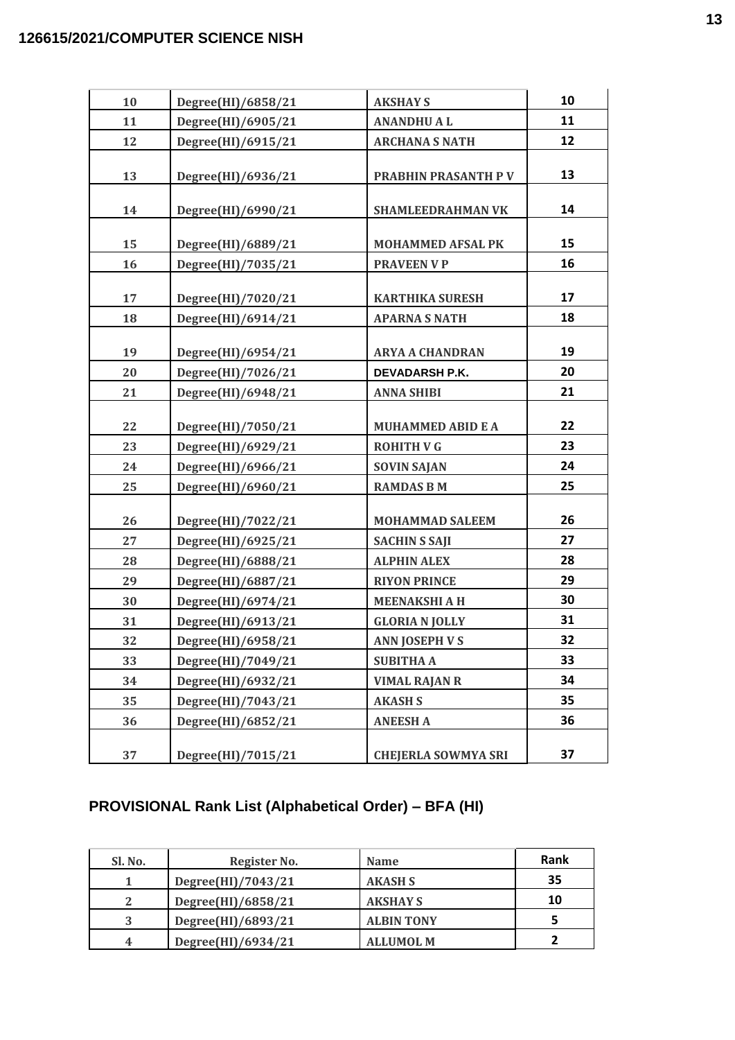| | | | |
|---|---|---|---|
| 10 | Degree(HI)/6858/21 | AKSHAY S | 10 |
| 11 | Degree(HI)/6905/21 | ANANDHU A L | 11 |
| 12 | Degree(HI)/6915/21 | ARCHANA S NATH | 12 |
| 13 | Degree(HI)/6936/21 | PRABHIN PRASANTH P V | 13 |
| 14 | Degree(HI)/6990/21 | SHAMLEEDRAHMAN VK | 14 |
| 15 | Degree(HI)/6889/21 | MOHAMMED AFSAL PK | 15 |
| 16 | Degree(HI)/7035/21 | PRAVEEN V P | 16 |
| 17 | Degree(HI)/7020/21 | KARTHIKA SURESH | 17 |
| 18 | Degree(HI)/6914/21 | APARNA S NATH | 18 |
| 19 | Degree(HI)/6954/21 | ARYA A CHANDRAN | 19 |
| 20 | Degree(HI)/7026/21 | DEVADARSH P.K. | 20 |
| 21 | Degree(HI)/6948/21 | ANNA SHIBI | 21 |
| 22 | Degree(HI)/7050/21 | MUHAMMED ABID E A | 22 |
| 23 | Degree(HI)/6929/21 | ROHITH V G | 23 |
| 24 | Degree(HI)/6966/21 | SOVIN SAJAN | 24 |
| 25 | Degree(HI)/6960/21 | RAMDAS B M | 25 |
| 26 | Degree(HI)/7022/21 | MOHAMMAD SALEEM | 26 |
| 27 | Degree(HI)/6925/21 | SACHIN S SAJI | 27 |
| 28 | Degree(HI)/6888/21 | ALPHIN ALEX | 28 |
| 29 | Degree(HI)/6887/21 | RIYON PRINCE | 29 |
| 30 | Degree(HI)/6974/21 | MEENAKSHI A H | 30 |
| 31 | Degree(HI)/6913/21 | GLORIA N JOLLY | 31 |
| 32 | Degree(HI)/6958/21 | ANN JOSEPH V S | 32 |
| 33 | Degree(HI)/7049/21 | SUBITHA A | 33 |
| 34 | Degree(HI)/6932/21 | VIMAL RAJAN R | 34 |
| 35 | Degree(HI)/7043/21 | AKASH S | 35 |
| 36 | Degree(HI)/6852/21 | ANEESH A | 36 |
| 37 | Degree(HI)/7015/21 | CHEJERLA SOWMYA SRI | 37 |

## PROVISIONAL Rank List (Alphabetical Order) – BFA (HI)

| Sl. No. | Register No. | Name | Rank |
|---|---|---|---|
| 1 | Degree(HI)/7043/21 | AKASH S | 35 |
| 2 | Degree(HI)/6858/21 | AKSHAY S | 10 |
| 3 | Degree(HI)/6893/21 | ALBIN TONY | 5 |
| 4 | Degree(HI)/6934/21 | ALLUMOL M | 2 |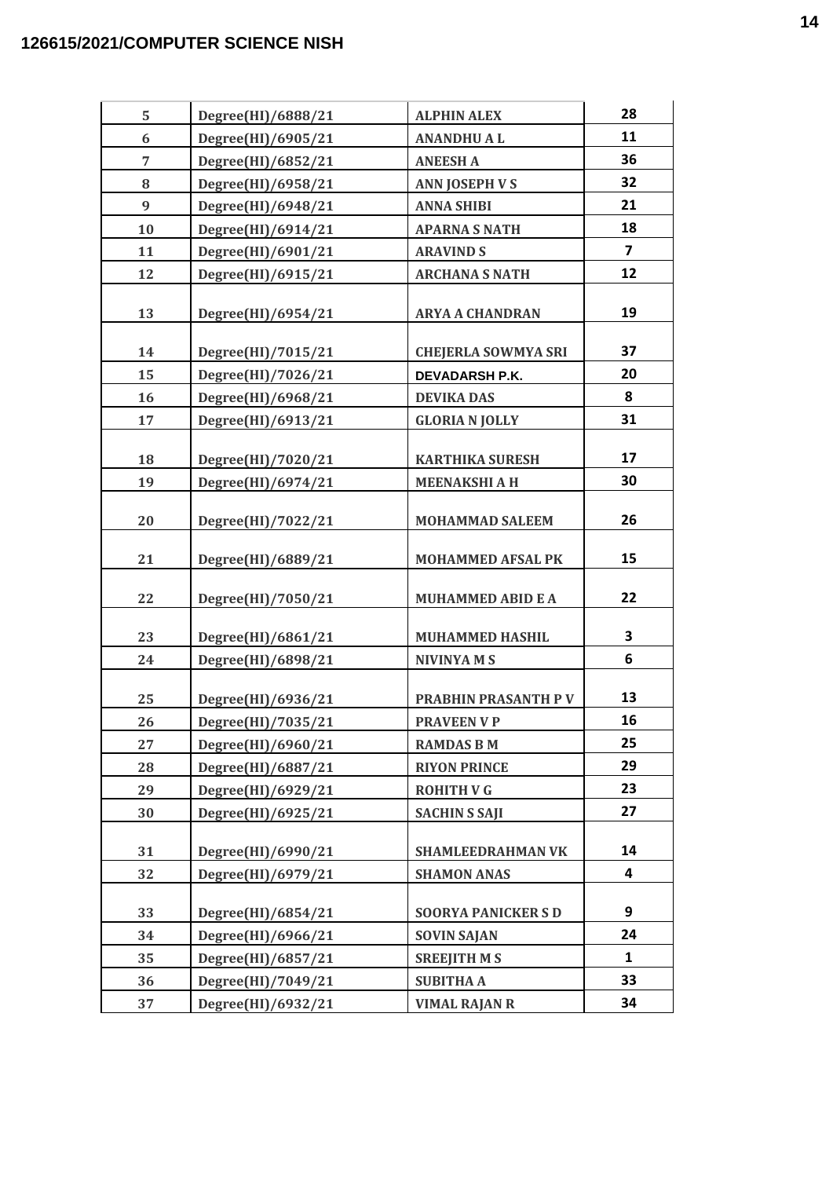**126615/2021/COMPUTER SCIENCE NISH**

| | | | |
|---|---|---|---|
| 5 | Degree(HI)/6888/21 | ALPHIN ALEX | 28 |
| 6 | Degree(HI)/6905/21 | ANANDHU A L | 11 |
| 7 | Degree(HI)/6852/21 | ANEESH A | 36 |
| 8 | Degree(HI)/6958/21 | ANN JOSEPH V S | 32 |
| 9 | Degree(HI)/6948/21 | ANNA SHIBI | 21 |
| 10 | Degree(HI)/6914/21 | APARNA S NATH | 18 |
| 11 | Degree(HI)/6901/21 | ARAVIND S | 7 |
| 12 | Degree(HI)/6915/21 | ARCHANA S NATH | 12 |
| 13 | Degree(HI)/6954/21 | ARYA A CHANDRAN | 19 |
| 14 | Degree(HI)/7015/21 | CHEJERLA SOWMYA SRI | 37 |
| 15 | Degree(HI)/7026/21 | DEVADARSH P.K. | 20 |
| 16 | Degree(HI)/6968/21 | DEVIKA DAS | 8 |
| 17 | Degree(HI)/6913/21 | GLORIA N JOLLY | 31 |
| 18 | Degree(HI)/7020/21 | KARTHIKA SURESH | 17 |
| 19 | Degree(HI)/6974/21 | MEENAKSHI A H | 30 |
| 20 | Degree(HI)/7022/21 | MOHAMMAD SALEEM | 26 |
| 21 | Degree(HI)/6889/21 | MOHAMMED AFSAL PK | 15 |
| 22 | Degree(HI)/7050/21 | MUHAMMED ABID E A | 22 |
| 23 | Degree(HI)/6861/21 | MUHAMMED HASHIL | 3 |
| 24 | Degree(HI)/6898/21 | NIVINYA M S | 6 |
| 25 | Degree(HI)/6936/21 | PRABHIN PRASANTH P V | 13 |
| 26 | Degree(HI)/7035/21 | PRAVEEN V P | 16 |
| 27 | Degree(HI)/6960/21 | RAMDAS B M | 25 |
| 28 | Degree(HI)/6887/21 | RIYON PRINCE | 29 |
| 29 | Degree(HI)/6929/21 | ROHITH V G | 23 |
| 30 | Degree(HI)/6925/21 | SACHIN S SAJI | 27 |
| 31 | Degree(HI)/6990/21 | SHAMLEEDRAHMAN VK | 14 |
| 32 | Degree(HI)/6979/21 | SHAMON ANAS | 4 |
| 33 | Degree(HI)/6854/21 | SOORYA PANICKER S D | 9 |
| 34 | Degree(HI)/6966/21 | SOVIN SAJAN | 24 |
| 35 | Degree(HI)/6857/21 | SREEJITH M S | 1 |
| 36 | Degree(HI)/7049/21 | SUBITHA A | 33 |
| 37 | Degree(HI)/6932/21 | VIMAL RAJAN R | 34 |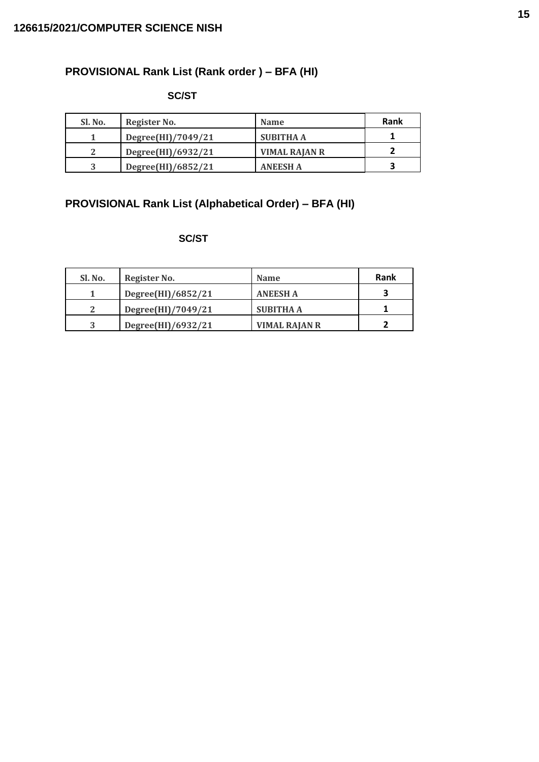126615/2021/COMPUTER SCIENCE NISH

## PROVISIONAL Rank List (Rank order ) – BFA (HI)

**SC/ST**

| Sl. No. | Register No. | Name | Rank |
|---|---|---|---|
| 1 | Degree(HI)/7049/21 | SUBITHA A | 1 |
| 2 | Degree(HI)/6932/21 | VIMAL RAJAN R | 2 |
| 3 | Degree(HI)/6852/21 | ANEESH A | 3 |

## PROVISIONAL Rank List (Alphabetical Order) – BFA (HI)

**SC/ST**

| Sl. No. | Register No. | Name | Rank |
|---|---|---|---|
| 1 | Degree(HI)/6852/21 | ANEESH A | 3 |
| 2 | Degree(HI)/7049/21 | SUBITHA A | 1 |
| 3 | Degree(HI)/6932/21 | VIMAL RAJAN R | 2 |